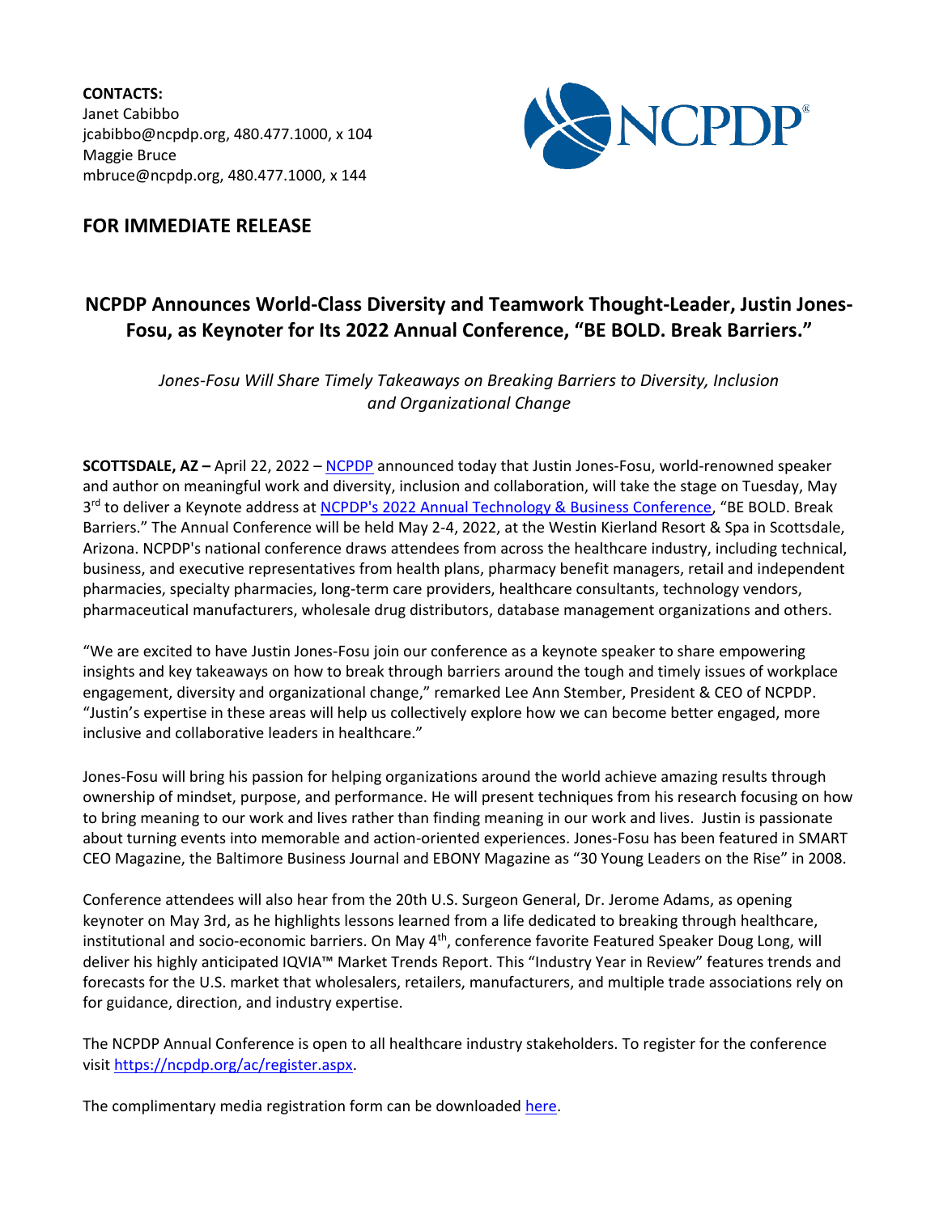**CONTACTS:**
Janet Cabibbo
jcabibbo@ncpdp.org, 480.477.1000, x 104
Maggie Bruce
mbruce@ncpdp.org, 480.477.1000, x 144

## FOR IMMEDIATE RELEASE

# NCPDP Announces World-Class Diversity and Teamwork Thought-Leader, Justin Jones-Fosu, as Keynoter for Its 2022 Annual Conference, "BE BOLD. Break Barriers."

*Jones-Fosu Will Share Timely Takeaways on Breaking Barriers to Diversity, Inclusion and Organizational Change*

**SCOTTSDALE, AZ –** April 22, 2022 – NCPDP announced today that Justin Jones-Fosu, world-renowned speaker and author on meaningful work and diversity, inclusion and collaboration, will take the stage on Tuesday, May 3rd to deliver a Keynote address at NCPDP's 2022 Annual Technology & Business Conference, "BE BOLD. Break Barriers." The Annual Conference will be held May 2-4, 2022, at the Westin Kierland Resort & Spa in Scottsdale, Arizona. NCPDP's national conference draws attendees from across the healthcare industry, including technical, business, and executive representatives from health plans, pharmacy benefit managers, retail and independent pharmacies, specialty pharmacies, long-term care providers, healthcare consultants, technology vendors, pharmaceutical manufacturers, wholesale drug distributors, database management organizations and others.

"We are excited to have Justin Jones-Fosu join our conference as a keynote speaker to share empowering insights and key takeaways on how to break through barriers around the tough and timely issues of workplace engagement, diversity and organizational change," remarked Lee Ann Stember, President & CEO of NCPDP. "Justin's expertise in these areas will help us collectively explore how we can become better engaged, more inclusive and collaborative leaders in healthcare."

Jones-Fosu will bring his passion for helping organizations around the world achieve amazing results through ownership of mindset, purpose, and performance. He will present techniques from his research focusing on how to bring meaning to our work and lives rather than finding meaning in our work and lives. Justin is passionate about turning events into memorable and action-oriented experiences. Jones-Fosu has been featured in SMART CEO Magazine, the Baltimore Business Journal and EBONY Magazine as "30 Young Leaders on the Rise" in 2008.

Conference attendees will also hear from the 20th U.S. Surgeon General, Dr. Jerome Adams, as opening keynoter on May 3rd, as he highlights lessons learned from a life dedicated to breaking through healthcare, institutional and socio-economic barriers. On May 4th, conference favorite Featured Speaker Doug Long, will deliver his highly anticipated IQVIA™ Market Trends Report. This "Industry Year in Review" features trends and forecasts for the U.S. market that wholesalers, retailers, manufacturers, and multiple trade associations rely on for guidance, direction, and industry expertise.

The NCPDP Annual Conference is open to all healthcare industry stakeholders. To register for the conference visit https://ncpdp.org/ac/register.aspx.

The complimentary media registration form can be downloaded here.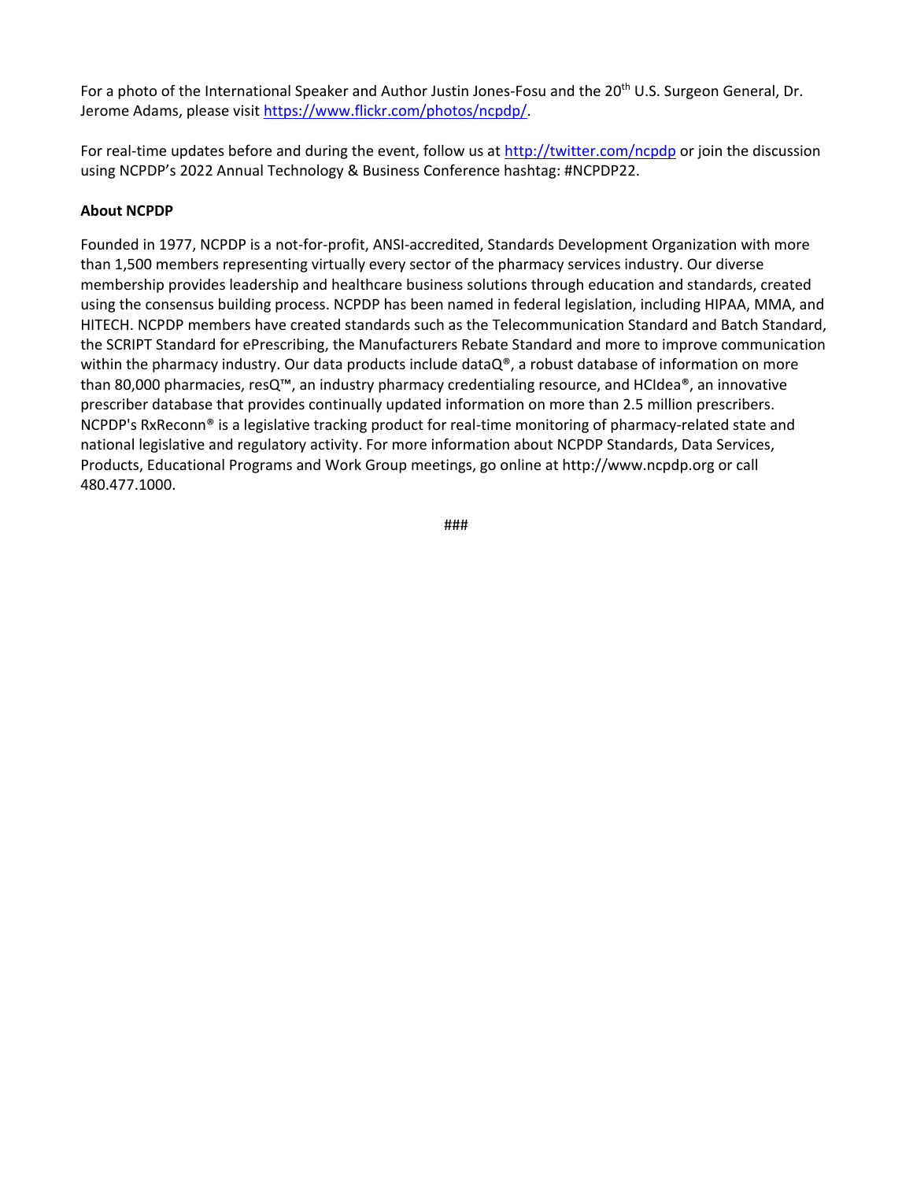For a photo of the International Speaker and Author Justin Jones-Fosu and the 20th U.S. Surgeon General, Dr. Jerome Adams, please visit https://www.flickr.com/photos/ncpdp/.

For real-time updates before and during the event, follow us at http://twitter.com/ncpdp or join the discussion using NCPDP's 2022 Annual Technology & Business Conference hashtag: #NCPDP22.

**About NCPDP**

Founded in 1977, NCPDP is a not-for-profit, ANSI-accredited, Standards Development Organization with more than 1,500 members representing virtually every sector of the pharmacy services industry. Our diverse membership provides leadership and healthcare business solutions through education and standards, created using the consensus building process. NCPDP has been named in federal legislation, including HIPAA, MMA, and HITECH. NCPDP members have created standards such as the Telecommunication Standard and Batch Standard, the SCRIPT Standard for ePrescribing, the Manufacturers Rebate Standard and more to improve communication within the pharmacy industry. Our data products include dataQ®, a robust database of information on more than 80,000 pharmacies, resQ™, an industry pharmacy credentialing resource, and HCIdea®, an innovative prescriber database that provides continually updated information on more than 2.5 million prescribers. NCPDP's RxReconn® is a legislative tracking product for real-time monitoring of pharmacy-related state and national legislative and regulatory activity. For more information about NCPDP Standards, Data Services, Products, Educational Programs and Work Group meetings, go online at http://www.ncpdp.org or call 480.477.1000.

###